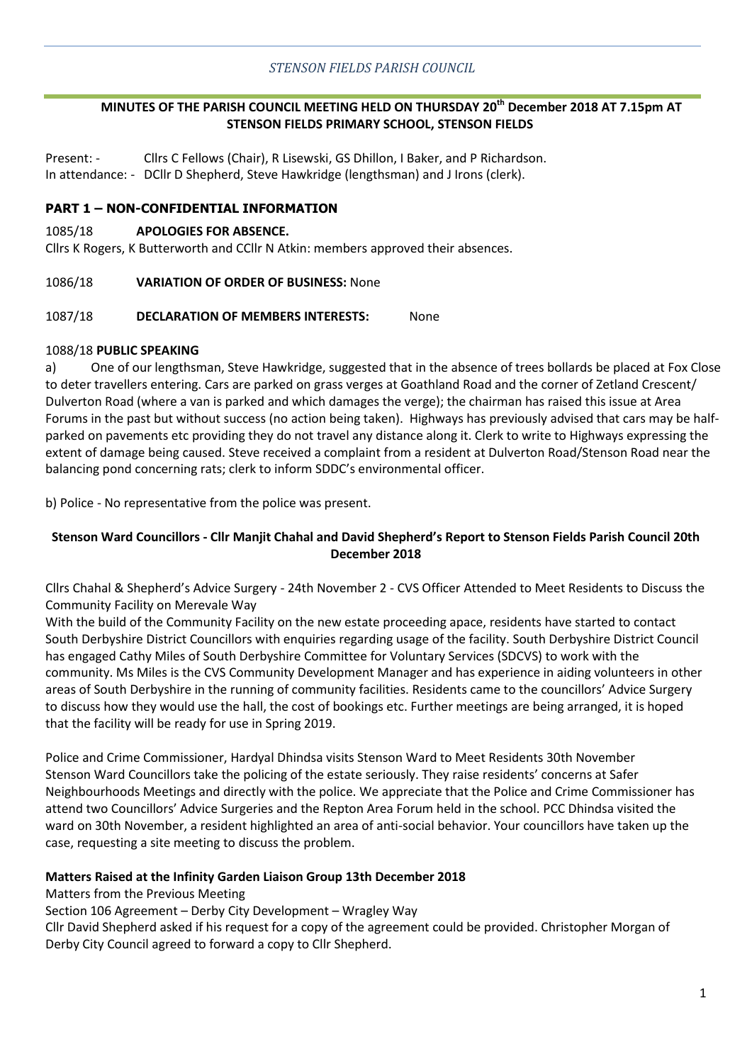*STENSON FIELDS PARISH COUNCIL*

**MINUTES OF THE PARISH COUNCIL MEETING HELD ON THURSDAY 20th December 2018 AT 7.15pm AT STENSON FIELDS PRIMARY SCHOOL, STENSON FIELDS**

Present: - Cllrs C Fellows (Chair), R Lisewski, GS Dhillon, I Baker, and P Richardson.
In attendance: - DCllr D Shepherd, Steve Hawkridge (lengthsman) and J Irons (clerk).

## PART 1 – NON-CONFIDENTIAL INFORMATION

1085/18 **APOLOGIES FOR ABSENCE.**

Cllrs K Rogers, K Butterworth and CCllr N Atkin: members approved their absences.

1086/18 **VARIATION OF ORDER OF BUSINESS:** None

1087/18 **DECLARATION OF MEMBERS INTERESTS:** None

1088/18 **PUBLIC SPEAKING**

a) One of our lengthsman, Steve Hawkridge, suggested that in the absence of trees bollards be placed at Fox Close to deter travellers entering. Cars are parked on grass verges at Goathland Road and the corner of Zetland Crescent/ Dulverton Road (where a van is parked and which damages the verge); the chairman has raised this issue at Area Forums in the past but without success (no action being taken). Highways has previously advised that cars may be half-parked on pavements etc providing they do not travel any distance along it. Clerk to write to Highways expressing the extent of damage being caused. Steve received a complaint from a resident at Dulverton Road/Stenson Road near the balancing pond concerning rats; clerk to inform SDDC's environmental officer.

b) Police - No representative from the police was present.

**Stenson Ward Councillors - Cllr Manjit Chahal and David Shepherd's Report to Stenson Fields Parish Council 20th December 2018**

Cllrs Chahal & Shepherd's Advice Surgery - 24th November 2 - CVS Officer Attended to Meet Residents to Discuss the Community Facility on Merevale Way

With the build of the Community Facility on the new estate proceeding apace, residents have started to contact South Derbyshire District Councillors with enquiries regarding usage of the facility. South Derbyshire District Council has engaged Cathy Miles of South Derbyshire Committee for Voluntary Services (SDCVS) to work with the community. Ms Miles is the CVS Community Development Manager and has experience in aiding volunteers in other areas of South Derbyshire in the running of community facilities. Residents came to the councillors' Advice Surgery to discuss how they would use the hall, the cost of bookings etc. Further meetings are being arranged, it is hoped that the facility will be ready for use in Spring 2019.

Police and Crime Commissioner, Hardyal Dhindsa visits Stenson Ward to Meet Residents 30th November

Stenson Ward Councillors take the policing of the estate seriously. They raise residents' concerns at Safer Neighbourhoods Meetings and directly with the police. We appreciate that the Police and Crime Commissioner has attend two Councillors' Advice Surgeries and the Repton Area Forum held in the school. PCC Dhindsa visited the ward on 30th November, a resident highlighted an area of anti-social behavior. Your councillors have taken up the case, requesting a site meeting to discuss the problem.

**Matters Raised at the Infinity Garden Liaison Group 13th December 2018**

Matters from the Previous Meeting

Section 106 Agreement – Derby City Development – Wragley Way

Cllr David Shepherd asked if his request for a copy of the agreement could be provided. Christopher Morgan of Derby City Council agreed to forward a copy to Cllr Shepherd.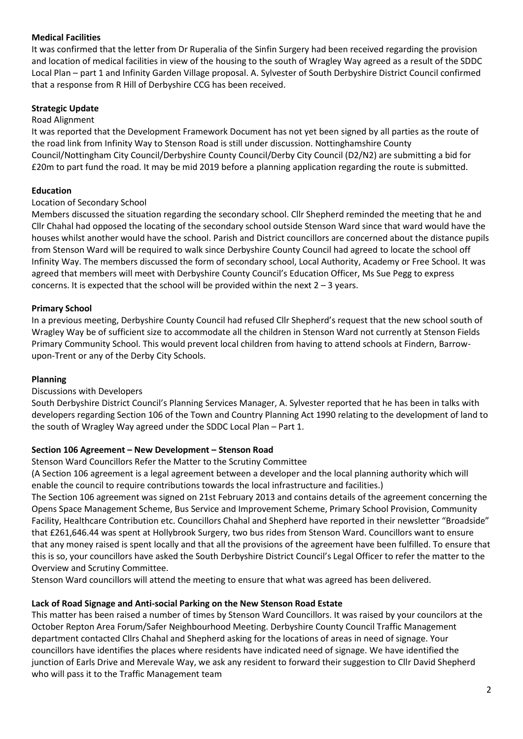**Medical Facilities**

It was confirmed that the letter from Dr Ruperalia of the Sinfin Surgery had been received regarding the provision and location of medical facilities in view of the housing to the south of Wragley Way agreed as a result of the SDDC Local Plan – part 1 and Infinity Garden Village proposal. A. Sylvester of South Derbyshire District Council confirmed that a response from R Hill of Derbyshire CCG has been received.

**Strategic Update**

Road Alignment

It was reported that the Development Framework Document has not yet been signed by all parties as the route of the road link from Infinity Way to Stenson Road is still under discussion. Nottinghamshire County Council/Nottingham City Council/Derbyshire County Council/Derby City Council (D2/N2) are submitting a bid for £20m to part fund the road. It may be mid 2019 before a planning application regarding the route is submitted.

**Education**

Location of Secondary School

Members discussed the situation regarding the secondary school. Cllr Shepherd reminded the meeting that he and Cllr Chahal had opposed the locating of the secondary school outside Stenson Ward since that ward would have the houses whilst another would have the school. Parish and District councillors are concerned about the distance pupils from Stenson Ward will be required to walk since Derbyshire County Council had agreed to locate the school off Infinity Way. The members discussed the form of secondary school, Local Authority, Academy or Free School. It was agreed that members will meet with Derbyshire County Council's Education Officer, Ms Sue Pegg to express concerns. It is expected that the school will be provided within the next 2 – 3 years.

**Primary School**

In a previous meeting, Derbyshire County Council had refused Cllr Shepherd's request that the new school south of Wragley Way be of sufficient size to accommodate all the children in Stenson Ward not currently at Stenson Fields Primary Community School. This would prevent local children from having to attend schools at Findern, Barrow-upon-Trent or any of the Derby City Schools.

**Planning**

Discussions with Developers

South Derbyshire District Council's Planning Services Manager, A. Sylvester reported that he has been in talks with developers regarding Section 106 of the Town and Country Planning Act 1990 relating to the development of land to the south of Wragley Way agreed under the SDDC Local Plan – Part 1.

**Section 106 Agreement – New Development – Stenson Road**

Stenson Ward Councillors Refer the Matter to the Scrutiny Committee

(A Section 106 agreement is a legal agreement between a developer and the local planning authority which will enable the council to require contributions towards the local infrastructure and facilities.)

The Section 106 agreement was signed on 21st February 2013 and contains details of the agreement concerning the Opens Space Management Scheme, Bus Service and Improvement Scheme, Primary School Provision, Community Facility, Healthcare Contribution etc. Councillors Chahal and Shepherd have reported in their newsletter "Broadside" that £261,646.44 was spent at Hollybrook Surgery, two bus rides from Stenson Ward. Councillors want to ensure that any money raised is spent locally and that all the provisions of the agreement have been fulfilled. To ensure that this is so, your councillors have asked the South Derbyshire District Council's Legal Officer to refer the matter to the Overview and Scrutiny Committee.

Stenson Ward councillors will attend the meeting to ensure that what was agreed has been delivered.

**Lack of Road Signage and Anti-social Parking on the New Stenson Road Estate**

This matter has been raised a number of times by Stenson Ward Councillors. It was raised by your councilors at the October Repton Area Forum/Safer Neighbourhood Meeting. Derbyshire County Council Traffic Management department contacted Cllrs Chahal and Shepherd asking for the locations of areas in need of signage. Your councillors have identifies the places where residents have indicated need of signage. We have identified the junction of Earls Drive and Merevale Way, we ask any resident to forward their suggestion to Cllr David Shepherd who will pass it to the Traffic Management team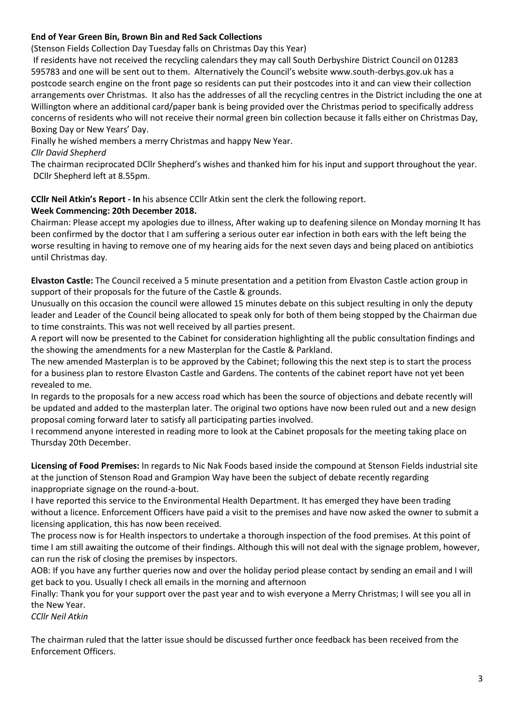**End of Year Green Bin, Brown Bin and Red Sack Collections**

(Stenson Fields Collection Day Tuesday falls on Christmas Day this Year)

If residents have not received the recycling calendars they may call South Derbyshire District Council on 01283 595783 and one will be sent out to them. Alternatively the Council's website www.south-derbys.gov.uk has a postcode search engine on the front page so residents can put their postcodes into it and can view their collection arrangements over Christmas. It also has the addresses of all the recycling centres in the District including the one at Willington where an additional card/paper bank is being provided over the Christmas period to specifically address concerns of residents who will not receive their normal green bin collection because it falls either on Christmas Day, Boxing Day or New Years' Day.

Finally he wished members a merry Christmas and happy New Year.

*Cllr David Shepherd*

The chairman reciprocated DCllr Shepherd's wishes and thanked him for his input and support throughout the year. DCllr Shepherd left at 8.55pm.

**CCllr Neil Atkin's Report - In** his absence CCllr Atkin sent the clerk the following report.

**Week Commencing: 20th December 2018.**

Chairman: Please accept my apologies due to illness, After waking up to deafening silence on Monday morning It has been confirmed by the doctor that I am suffering a serious outer ear infection in both ears with the left being the worse resulting in having to remove one of my hearing aids for the next seven days and being placed on antibiotics until Christmas day.

**Elvaston Castle:** The Council received a 5 minute presentation and a petition from Elvaston Castle action group in support of their proposals for the future of the Castle & grounds.

Unusually on this occasion the council were allowed 15 minutes debate on this subject resulting in only the deputy leader and Leader of the Council being allocated to speak only for both of them being stopped by the Chairman due to time constraints. This was not well received by all parties present.

A report will now be presented to the Cabinet for consideration highlighting all the public consultation findings and the showing the amendments for a new Masterplan for the Castle & Parkland.

The new amended Masterplan is to be approved by the Cabinet; following this the next step is to start the process for a business plan to restore Elvaston Castle and Gardens. The contents of the cabinet report have not yet been revealed to me.

In regards to the proposals for a new access road which has been the source of objections and debate recently will be updated and added to the masterplan later. The original two options have now been ruled out and a new design proposal coming forward later to satisfy all participating parties involved.

I recommend anyone interested in reading more to look at the Cabinet proposals for the meeting taking place on Thursday 20th December.

**Licensing of Food Premises:** In regards to Nic Nak Foods based inside the compound at Stenson Fields industrial site at the junction of Stenson Road and Grampion Way have been the subject of debate recently regarding inappropriate signage on the round-a-bout.

I have reported this service to the Environmental Health Department. It has emerged they have been trading without a licence. Enforcement Officers have paid a visit to the premises and have now asked the owner to submit a licensing application, this has now been received.

The process now is for Health inspectors to undertake a thorough inspection of the food premises. At this point of time I am still awaiting the outcome of their findings. Although this will not deal with the signage problem, however, can run the risk of closing the premises by inspectors.

AOB: If you have any further queries now and over the holiday period please contact by sending an email and I will get back to you. Usually I check all emails in the morning and afternoon

Finally: Thank you for your support over the past year and to wish everyone a Merry Christmas; I will see you all in the New Year.

*CCllr Neil Atkin*

The chairman ruled that the latter issue should be discussed further once feedback has been received from the Enforcement Officers.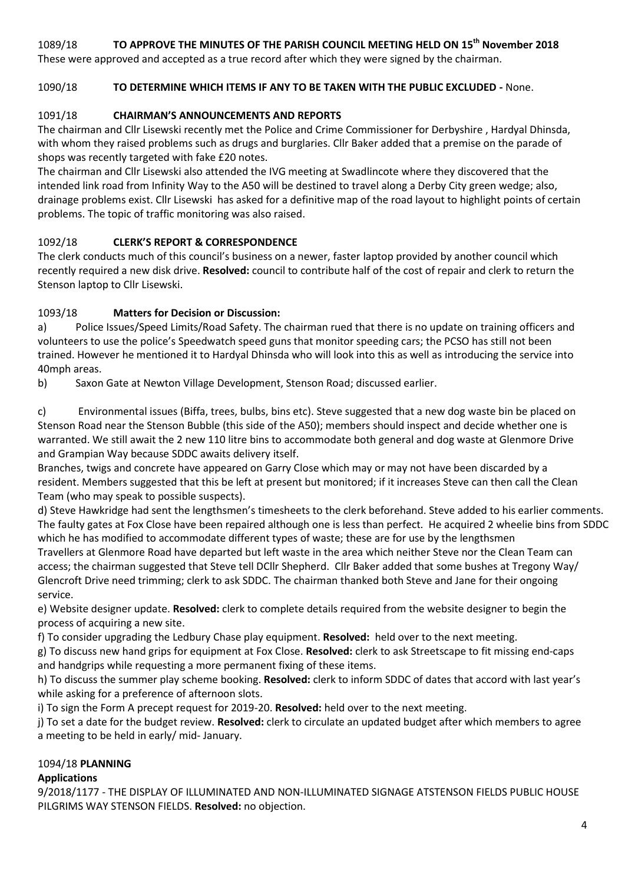1089/18 **TO APPROVE THE MINUTES OF THE PARISH COUNCIL MEETING HELD ON 15th November 2018**

These were approved and accepted as a true record after which they were signed by the chairman.

1090/18 **TO DETERMINE WHICH ITEMS IF ANY TO BE TAKEN WITH THE PUBLIC EXCLUDED -** None.

1091/18 **CHAIRMAN'S ANNOUNCEMENTS AND REPORTS**

The chairman and Cllr Lisewski recently met the Police and Crime Commissioner for Derbyshire , Hardyal Dhinsda, with whom they raised problems such as drugs and burglaries. Cllr Baker added that a premise on the parade of shops was recently targeted with fake £20 notes.

The chairman and Cllr Lisewski also attended the IVG meeting at Swadlincote where they discovered that the intended link road from Infinity Way to the A50 will be destined to travel along a Derby City green wedge; also, drainage problems exist. Cllr Lisewski has asked for a definitive map of the road layout to highlight points of certain problems. The topic of traffic monitoring was also raised.

1092/18 **CLERK'S REPORT & CORRESPONDENCE**

The clerk conducts much of this council's business on a newer, faster laptop provided by another council which recently required a new disk drive. **Resolved:** council to contribute half of the cost of repair and clerk to return the Stenson laptop to Cllr Lisewski.

1093/18 **Matters for Decision or Discussion:**

a) Police Issues/Speed Limits/Road Safety. The chairman rued that there is no update on training officers and volunteers to use the police's Speedwatch speed guns that monitor speeding cars; the PCSO has still not been trained. However he mentioned it to Hardyal Dhinsda who will look into this as well as introducing the service into 40mph areas.

b) Saxon Gate at Newton Village Development, Stenson Road; discussed earlier.

c) Environmental issues (Biffa, trees, bulbs, bins etc). Steve suggested that a new dog waste bin be placed on Stenson Road near the Stenson Bubble (this side of the A50); members should inspect and decide whether one is warranted. We still await the 2 new 110 litre bins to accommodate both general and dog waste at Glenmore Drive and Grampian Way because SDDC awaits delivery itself.

Branches, twigs and concrete have appeared on Garry Close which may or may not have been discarded by a resident. Members suggested that this be left at present but monitored; if it increases Steve can then call the Clean Team (who may speak to possible suspects).

d) Steve Hawkridge had sent the lengthsmen's timesheets to the clerk beforehand. Steve added to his earlier comments. The faulty gates at Fox Close have been repaired although one is less than perfect. He acquired 2 wheelie bins from SDDC which he has modified to accommodate different types of waste; these are for use by the lengthsmen

Travellers at Glenmore Road have departed but left waste in the area which neither Steve nor the Clean Team can access; the chairman suggested that Steve tell DCllr Shepherd. Cllr Baker added that some bushes at Tregony Way/ Glencroft Drive need trimming; clerk to ask SDDC. The chairman thanked both Steve and Jane for their ongoing service.

e) Website designer update. **Resolved:** clerk to complete details required from the website designer to begin the process of acquiring a new site.

f) To consider upgrading the Ledbury Chase play equipment. **Resolved:** held over to the next meeting.

g) To discuss new hand grips for equipment at Fox Close. **Resolved:** clerk to ask Streetscape to fit missing end-caps and handgrips while requesting a more permanent fixing of these items.

h) To discuss the summer play scheme booking. **Resolved:** clerk to inform SDDC of dates that accord with last year's while asking for a preference of afternoon slots.

i) To sign the Form A precept request for 2019-20. **Resolved:** held over to the next meeting.

j) To set a date for the budget review. **Resolved:** clerk to circulate an updated budget after which members to agree a meeting to be held in early/ mid- January.

1094/18 **PLANNING**

**Applications**

9/2018/1177 - THE DISPLAY OF ILLUMINATED AND NON-ILLUMINATED SIGNAGE ATSTENSON FIELDS PUBLIC HOUSE PILGRIMS WAY STENSON FIELDS. **Resolved:** no objection.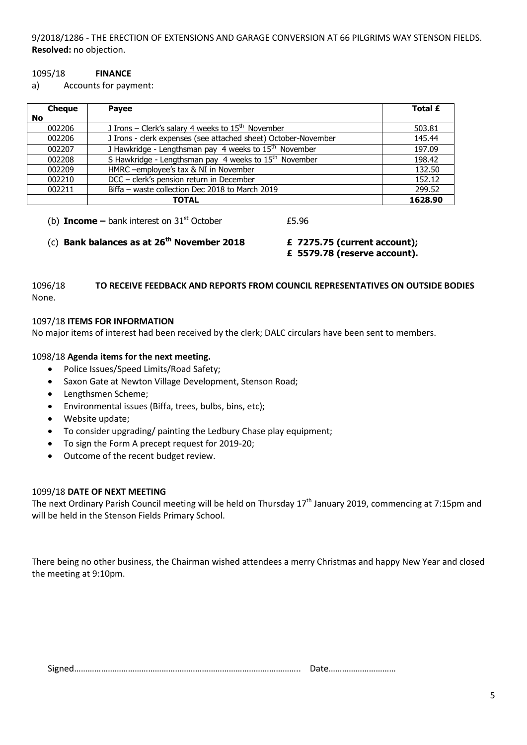9/2018/1286 - THE ERECTION OF EXTENSIONS AND GARAGE CONVERSION AT 66 PILGRIMS WAY STENSON FIELDS.
**Resolved:** no objection.

1095/18 **FINANCE**

a) Accounts for payment:

| Cheque No | Payee | Total £ |
|---|---|---|
| 002206 | J Irons – Clerk's salary 4 weeks to 15th November | 503.81 |
| 002206 | J Irons - clerk expenses (see attached sheet) October-November | 145.44 |
| 002207 | J Hawkridge - Lengthsman pay 4 weeks to 15th November | 197.09 |
| 002208 | S Hawkridge - Lengthsman pay 4 weeks to 15th November | 198.42 |
| 002209 | HMRC –employee's tax & NI in November | 132.50 |
| 002210 | DCC – clerk's pension return in December | 152.12 |
| 002211 | Biffa – waste collection Dec 2018 to March 2019 | 299.52 |
| | **TOTAL** | **1628.90** |

(b) **Income –** bank interest on 31st October £5.96

(c) **Bank balances as at 26th November 2018** **£ 7275.75 (current account); £ 5579.78 (reserve account).**

1096/18 **TO RECEIVE FEEDBACK AND REPORTS FROM COUNCIL REPRESENTATIVES ON OUTSIDE BODIES**
None.

1097/18 **ITEMS FOR INFORMATION**
No major items of interest had been received by the clerk; DALC circulars have been sent to members.

1098/18 **Agenda items for the next meeting.**

- Police Issues/Speed Limits/Road Safety;
- Saxon Gate at Newton Village Development, Stenson Road;
- Lengthsmen Scheme;
- Environmental issues (Biffa, trees, bulbs, bins, etc);
- Website update;
- To consider upgrading/ painting the Ledbury Chase play equipment;
- To sign the Form A precept request for 2019-20;
- Outcome of the recent budget review.

1099/18 **DATE OF NEXT MEETING**
The next Ordinary Parish Council meeting will be held on Thursday 17th January 2019, commencing at 7:15pm and will be held in the Stenson Fields Primary School.

There being no other business, the Chairman wished attendees a merry Christmas and happy New Year and closed the meeting at 9:10pm.

Signed……………………………………………………………………………………….. Date…………………………